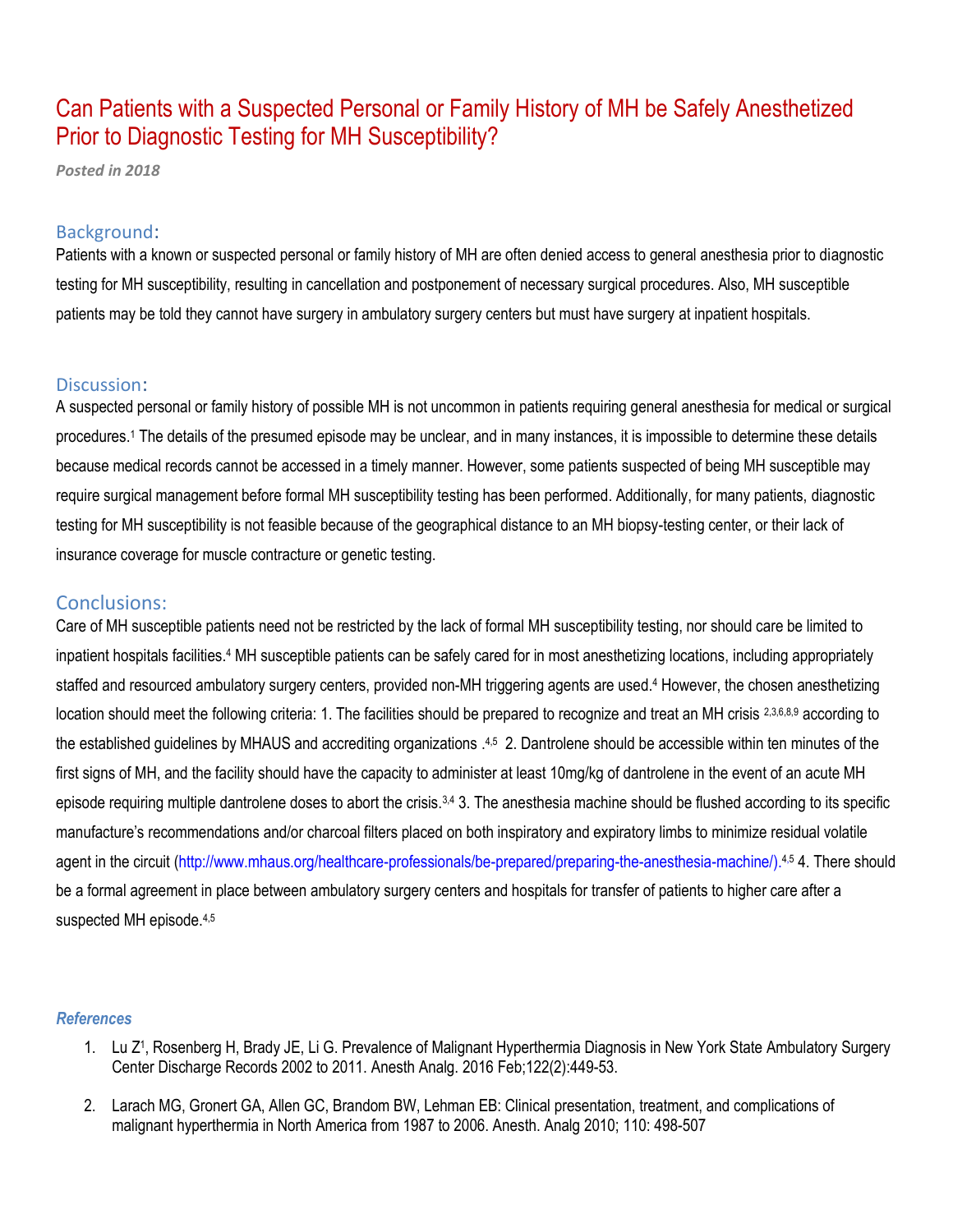# Can Patients with a Suspected Personal or Family History of MH be Safely Anesthetized Prior to Diagnostic Testing for MH Susceptibility?

***Posted in 2018***

## Background:

Patients with a known or suspected personal or family history of MH are often denied access to general anesthesia prior to diagnostic testing for MH susceptibility, resulting in cancellation and postponement of necessary surgical procedures. Also, MH susceptible patients may be told they cannot have surgery in ambulatory surgery centers but must have surgery at inpatient hospitals.

## Discussion:

A suspected personal or family history of possible MH is not uncommon in patients requiring general anesthesia for medical or surgical procedures.[1] The details of the presumed episode may be unclear, and in many instances, it is impossible to determine these details because medical records cannot be accessed in a timely manner. However, some patients suspected of being MH susceptible may require surgical management before formal MH susceptibility testing has been performed. Additionally, for many patients, diagnostic testing for MH susceptibility is not feasible because of the geographical distance to an MH biopsy-testing center, or their lack of insurance coverage for muscle contracture or genetic testing.

## Conclusions:

Care of MH susceptible patients need not be restricted by the lack of formal MH susceptibility testing, nor should care be limited to inpatient hospitals facilities.[4] MH susceptible patients can be safely cared for in most anesthetizing locations, including appropriately staffed and resourced ambulatory surgery centers, provided non-MH triggering agents are used.[4] However, the chosen anesthetizing location should meet the following criteria: 1. The facilities should be prepared to recognize and treat an MH crisis [2,3,6,8,9] according to the established guidelines by MHAUS and accrediting organizations .[4,5] 2. Dantrolene should be accessible within ten minutes of the first signs of MH, and the facility should have the capacity to administer at least 10mg/kg of dantrolene in the event of an acute MH episode requiring multiple dantrolene doses to abort the crisis.[3,4] 3. The anesthesia machine should be flushed according to its specific manufacture's recommendations and/or charcoal filters placed on both inspiratory and expiratory limbs to minimize residual volatile agent in the circuit (http://www.mhaus.org/healthcare-professionals/be-prepared/preparing-the-anesthesia-machine/).[4,5] 4. There should be a formal agreement in place between ambulatory surgery centers and hospitals for transfer of patients to higher care after a suspected MH episode.[4,5]

### *References*

1. Lu Z[1], Rosenberg H, Brady JE, Li G. Prevalence of Malignant Hyperthermia Diagnosis in New York State Ambulatory Surgery Center Discharge Records 2002 to 2011. Anesth Analg. 2016 Feb;122(2):449-53.
2. Larach MG, Gronert GA, Allen GC, Brandom BW, Lehman EB: Clinical presentation, treatment, and complications of malignant hyperthermia in North America from 1987 to 2006. Anesth. Analg 2010; 110: 498-507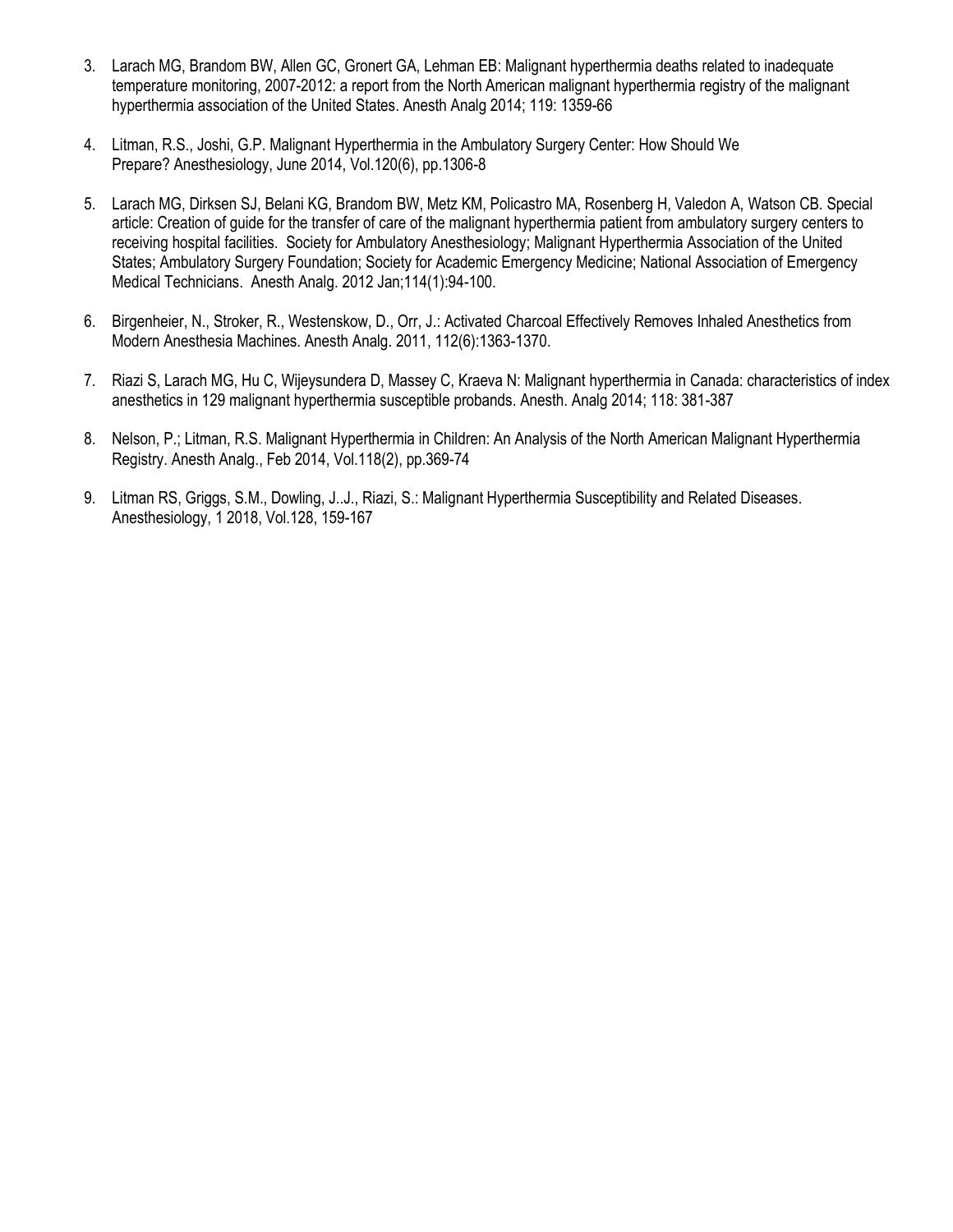3. Larach MG, Brandom BW, Allen GC, Gronert GA, Lehman EB: Malignant hyperthermia deaths related to inadequate temperature monitoring, 2007-2012: a report from the North American malignant hyperthermia registry of the malignant hyperthermia association of the United States. Anesth Analg 2014; 119: 1359-66

4. Litman, R.S., Joshi, G.P. Malignant Hyperthermia in the Ambulatory Surgery Center: How Should We Prepare? Anesthesiology, June 2014, Vol.120(6), pp.1306-8

5. Larach MG, Dirksen SJ, Belani KG, Brandom BW, Metz KM, Policastro MA, Rosenberg H, Valedon A, Watson CB. Special article: Creation of guide for the transfer of care of the malignant hyperthermia patient from ambulatory surgery centers to receiving hospital facilities. Society for Ambulatory Anesthesiology; Malignant Hyperthermia Association of the United States; Ambulatory Surgery Foundation; Society for Academic Emergency Medicine; National Association of Emergency Medical Technicians. Anesth Analg. 2012 Jan;114(1):94-100.

6. Birgenheier, N., Stroker, R., Westenskow, D., Orr, J.: Activated Charcoal Effectively Removes Inhaled Anesthetics from Modern Anesthesia Machines. Anesth Analg. 2011, 112(6):1363-1370.

7. Riazi S, Larach MG, Hu C, Wijeysundera D, Massey C, Kraeva N: Malignant hyperthermia in Canada: characteristics of index anesthetics in 129 malignant hyperthermia susceptible probands. Anesth. Analg 2014; 118: 381-387

8. Nelson, P.; Litman, R.S. Malignant Hyperthermia in Children: An Analysis of the North American Malignant Hyperthermia Registry. Anesth Analg., Feb 2014, Vol.118(2), pp.369-74

9. Litman RS, Griggs, S.M., Dowling, J..J., Riazi, S.: Malignant Hyperthermia Susceptibility and Related Diseases. Anesthesiology, 1 2018, Vol.128, 159-167